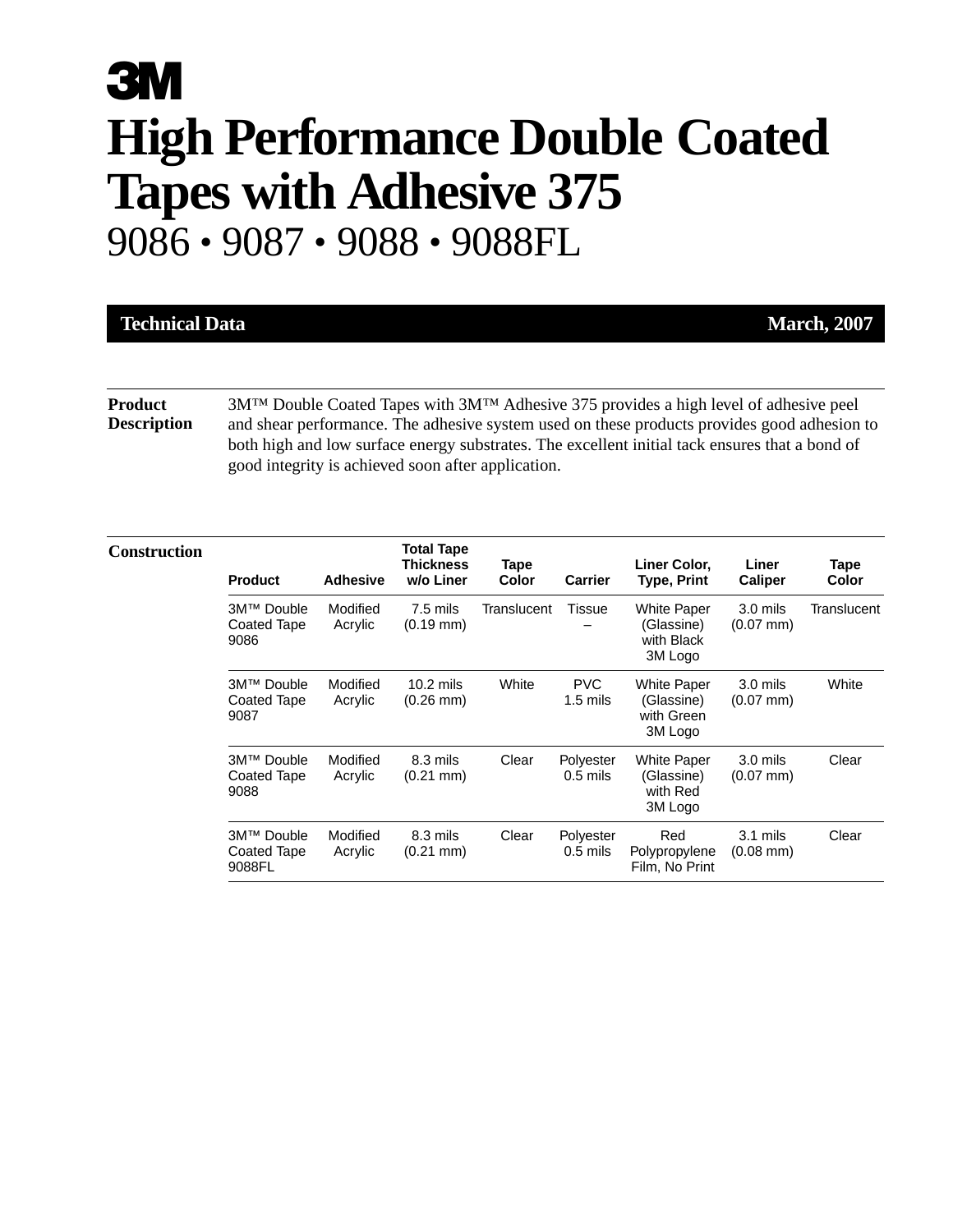3M

# High Performance Double Coated Tapes with Adhesive 375

## 9086 • 9087 • 9088 • 9088FL

**Technical Data** **March, 2007**

**Product Description**

3M™ Double Coated Tapes with 3M™ Adhesive 375 provides a high level of adhesive peel and shear performance. The adhesive system used on these products provides good adhesion to both high and low surface energy substrates. The excellent initial tack ensures that a bond of good integrity is achieved soon after application.

**Construction**

| Product | Adhesive | Total Tape Thickness w/o Liner | Tape Color | Carrier | Liner Color, Type, Print | Liner Caliper | Tape Color |
|---|---|---|---|---|---|---|---|
| 3M™ Double Coated Tape 9086 | Modified Acrylic | 7.5 mils (0.19 mm) | Translucent | Tissue – | White Paper (Glassine) with Black 3M Logo | 3.0 mils (0.07 mm) | Translucent |
| 3M™ Double Coated Tape 9087 | Modified Acrylic | 10.2 mils (0.26 mm) | White | PVC 1.5 mils | White Paper (Glassine) with Green 3M Logo | 3.0 mils (0.07 mm) | White |
| 3M™ Double Coated Tape 9088 | Modified Acrylic | 8.3 mils (0.21 mm) | Clear | Polyester 0.5 mils | White Paper (Glassine) with Red 3M Logo | 3.0 mils (0.07 mm) | Clear |
| 3M™ Double Coated Tape 9088FL | Modified Acrylic | 8.3 mils (0.21 mm) | Clear | Polyester 0.5 mils | Red Polypropylene Film, No Print | 3.1 mils (0.08 mm) | Clear |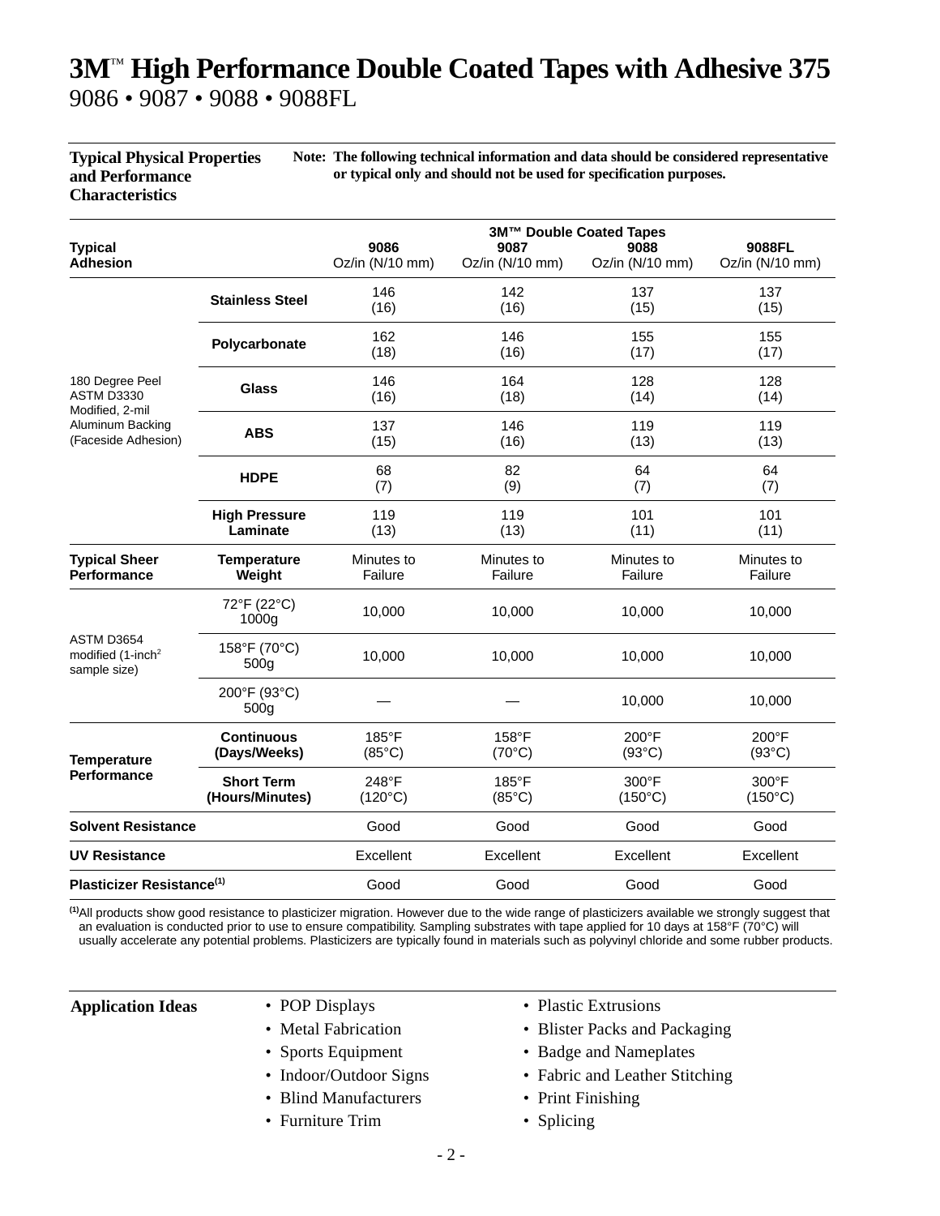# 3M™ High Performance Double Coated Tapes with Adhesive 375

9086 • 9087 • 9088 • 9088FL

**Typical Physical Properties and Performance Characteristics**

**Note: The following technical information and data should be considered representative or typical only and should not be used for specification purposes.**

| | | 3M™ Double Coated Tapes | | | |
|---|---|---|---|---|---|
| **Typical Adhesion** | | **9086** Oz/in (N/10 mm) | **9087** Oz/in (N/10 mm) | **9088** Oz/in (N/10 mm) | **9088FL** Oz/in (N/10 mm) |
| 180 Degree Peel ASTM D3330 Modified, 2-mil Aluminum Backing (Faceside Adhesion) | **Stainless Steel** | 146 (16) | 142 (16) | 137 (15) | 137 (15) |
| | **Polycarbonate** | 162 (18) | 146 (16) | 155 (17) | 155 (17) |
| | **Glass** | 146 (16) | 164 (18) | 128 (14) | 128 (14) |
| | **ABS** | 137 (15) | 146 (16) | 119 (13) | 119 (13) |
| | **HDPE** | 68 (7) | 82 (9) | 64 (7) | 64 (7) |
| | **High Pressure Laminate** | 119 (13) | 119 (13) | 101 (11) | 101 (11) |
| **Typical Sheer Performance** | **Temperature Weight** | Minutes to Failure | Minutes to Failure | Minutes to Failure | Minutes to Failure |
| ASTM D3654 modified (1-inch$^2$ sample size) | 72°F (22°C) 1000g | 10,000 | 10,000 | 10,000 | 10,000 |
| | 158°F (70°C) 500g | 10,000 | 10,000 | 10,000 | 10,000 |
| | 200°F (93°C) 500g | — | — | 10,000 | 10,000 |
| **Temperature Performance** | **Continuous (Days/Weeks)** | 185°F (85°C) | 158°F (70°C) | 200°F (93°C) | 200°F (93°C) |
| | **Short Term (Hours/Minutes)** | 248°F (120°C) | 185°F (85°C) | 300°F (150°C) | 300°F (150°C) |
| **Solvent Resistance** | | Good | Good | Good | Good |
| **UV Resistance** | | Excellent | Excellent | Excellent | Excellent |
| **Plasticizer Resistance**[(1)] | | Good | Good | Good | Good |

[(1)]All products show good resistance to plasticizer migration. However due to the wide range of plasticizers available we strongly suggest that an evaluation is conducted prior to use to ensure compatibility. Sampling substrates with tape applied for 10 days at 158°F (70°C) will usually accelerate any potential problems. Plasticizers are typically found in materials such as polyvinyl chloride and some rubber products.

**Application Ideas**

- POP Displays
- Metal Fabrication
- Sports Equipment
- Indoor/Outdoor Signs
- Blind Manufacturers
- Furniture Trim
- Plastic Extrusions
- Blister Packs and Packaging
- Badge and Nameplates
- Fabric and Leather Stitching
- Print Finishing
- Splicing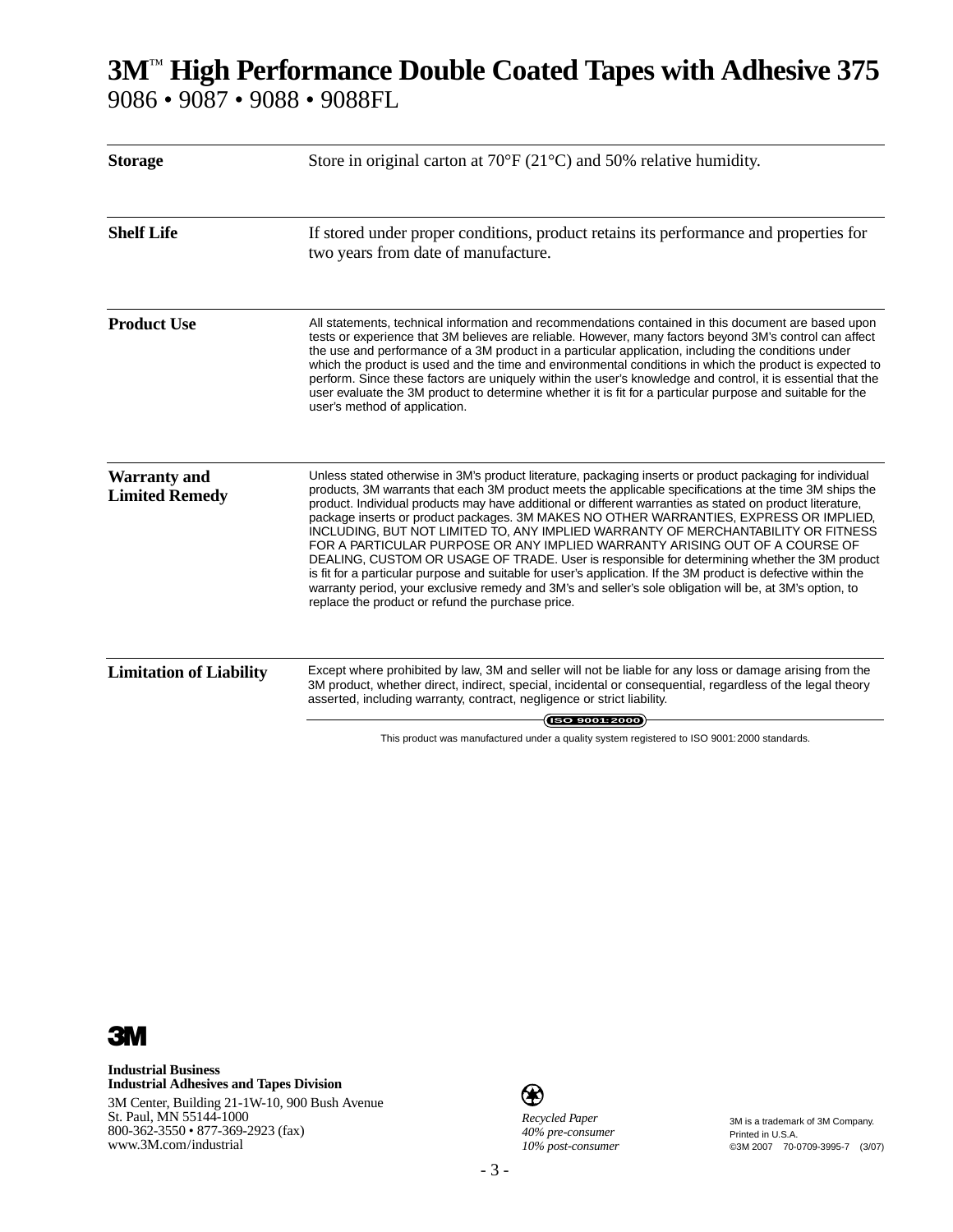# 3M™ High Performance Double Coated Tapes with Adhesive 375

9086 • 9087 • 9088 • 9088FL

| | |
|---|---|
| **Storage** | Store in original carton at 70°F (21°C) and 50% relative humidity. |
| **Shelf Life** | If stored under proper conditions, product retains its performance and properties for two years from date of manufacture. |
| **Product Use** | All statements, technical information and recommendations contained in this document are based upon tests or experience that 3M believes are reliable. However, many factors beyond 3M's control can affect the use and performance of a 3M product in a particular application, including the conditions under which the product is used and the time and environmental conditions in which the product is expected to perform. Since these factors are uniquely within the user's knowledge and control, it is essential that the user evaluate the 3M product to determine whether it is fit for a particular purpose and suitable for the user's method of application. |
| **Warranty and Limited Remedy** | Unless stated otherwise in 3M's product literature, packaging inserts or product packaging for individual products, 3M warrants that each 3M product meets the applicable specifications at the time 3M ships the product. Individual products may have additional or different warranties as stated on product literature, package inserts or product packages. 3M MAKES NO OTHER WARRANTIES, EXPRESS OR IMPLIED, INCLUDING, BUT NOT LIMITED TO, ANY IMPLIED WARRANTY OF MERCHANTABILITY OR FITNESS FOR A PARTICULAR PURPOSE OR ANY IMPLIED WARRANTY ARISING OUT OF A COURSE OF DEALING, CUSTOM OR USAGE OF TRADE. User is responsible for determining whether the 3M product is fit for a particular purpose and suitable for user's application. If the 3M product is defective within the warranty period, your exclusive remedy and 3M's and seller's sole obligation will be, at 3M's option, to replace the product or refund the purchase price. |
| **Limitation of Liability** | Except where prohibited by law, 3M and seller will not be liable for any loss or damage arising from the 3M product, whether direct, indirect, special, incidental or consequential, regardless of the legal theory asserted, including warranty, contract, negligence or strict liability. |

ISO 9001:2000

This product was manufactured under a quality system registered to ISO 9001:2000 standards.

3M

**Industrial Business**
**Industrial Adhesives and Tapes Division**

3M Center, Building 21-1W-10, 900 Bush Avenue
St. Paul, MN 55144-1000
800-362-3550 • 877-369-2923 (fax)
www.3M.com/industrial

*Recycled Paper*
*40% pre-consumer*
*10% post-consumer*

3M is a trademark of 3M Company.
Printed in U.S.A.
©3M 2007 70-0709-3995-7 (3/07)